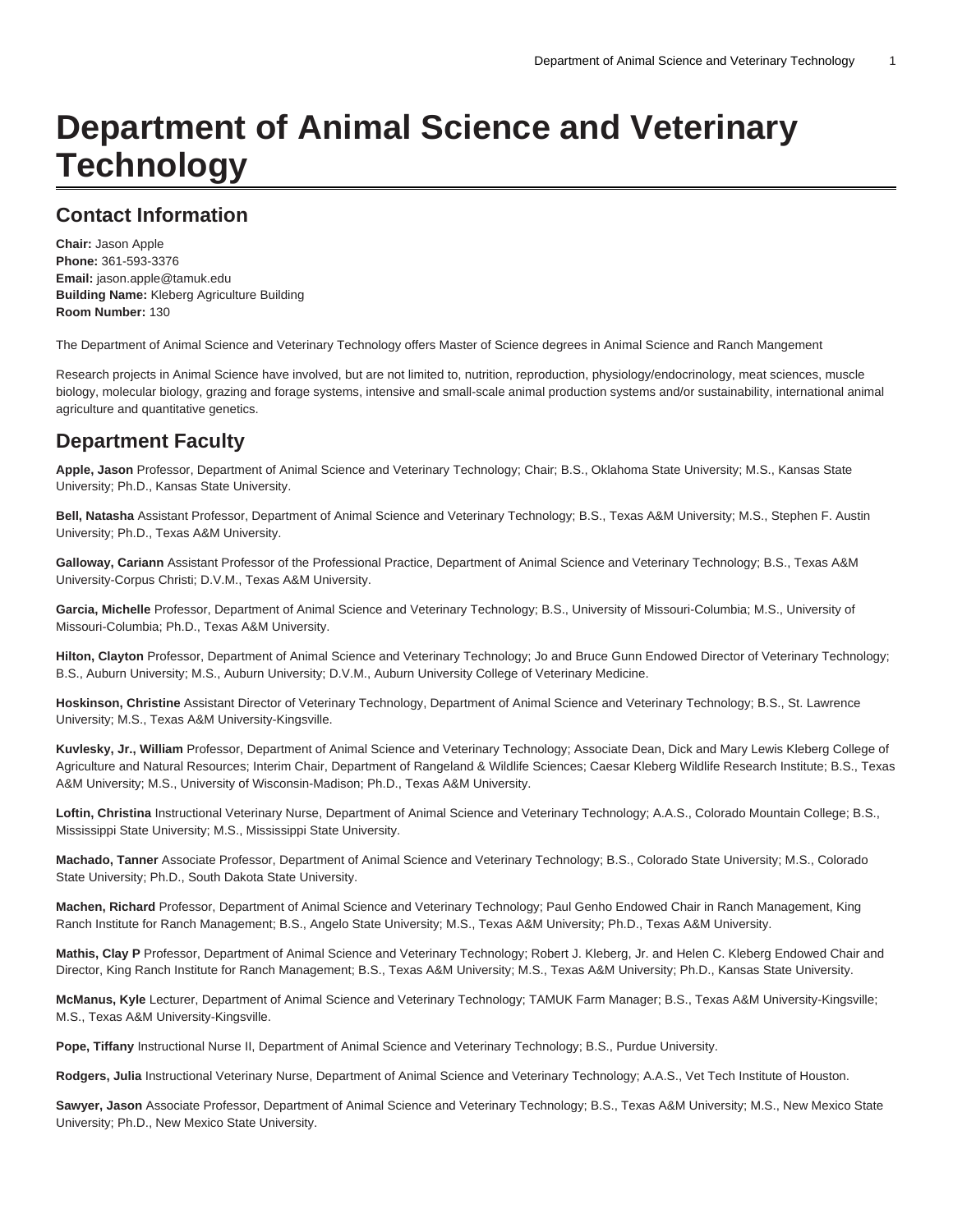# Department of Animal Science and Veterinary Technology

## Contact Information

**Chair:** Jason Apple
**Phone:** 361-593-3376
**Email:** jason.apple@tamuk.edu
**Building Name:** Kleberg Agriculture Building
**Room Number:** 130

The Department of Animal Science and Veterinary Technology offers Master of Science degrees in Animal Science and Ranch Mangement

Research projects in Animal Science have involved, but are not limited to, nutrition, reproduction, physiology/endocrinology, meat sciences, muscle biology, molecular biology, grazing and forage systems, intensive and small-scale animal production systems and/or sustainability, international animal agriculture and quantitative genetics.

## Department Faculty

**Apple, Jason** Professor, Department of Animal Science and Veterinary Technology; Chair; B.S., Oklahoma State University; M.S., Kansas State University; Ph.D., Kansas State University.

**Bell, Natasha** Assistant Professor, Department of Animal Science and Veterinary Technology; B.S., Texas A&M University; M.S., Stephen F. Austin University; Ph.D., Texas A&M University.

**Galloway, Cariann** Assistant Professor of the Professional Practice, Department of Animal Science and Veterinary Technology; B.S., Texas A&M University-Corpus Christi; D.V.M., Texas A&M University.

**Garcia, Michelle** Professor, Department of Animal Science and Veterinary Technology; B.S., University of Missouri-Columbia; M.S., University of Missouri-Columbia; Ph.D., Texas A&M University.

**Hilton, Clayton** Professor, Department of Animal Science and Veterinary Technology; Jo and Bruce Gunn Endowed Director of Veterinary Technology; B.S., Auburn University; M.S., Auburn University; D.V.M., Auburn University College of Veterinary Medicine.

**Hoskinson, Christine** Assistant Director of Veterinary Technology, Department of Animal Science and Veterinary Technology; B.S., St. Lawrence University; M.S., Texas A&M University-Kingsville.

**Kuvlesky, Jr., William** Professor, Department of Animal Science and Veterinary Technology; Associate Dean, Dick and Mary Lewis Kleberg College of Agriculture and Natural Resources; Interim Chair, Department of Rangeland & Wildlife Sciences; Caesar Kleberg Wildlife Research Institute; B.S., Texas A&M University; M.S., University of Wisconsin-Madison; Ph.D., Texas A&M University.

**Loftin, Christina** Instructional Veterinary Nurse, Department of Animal Science and Veterinary Technology; A.A.S., Colorado Mountain College; B.S., Mississippi State University; M.S., Mississippi State University.

**Machado, Tanner** Associate Professor, Department of Animal Science and Veterinary Technology; B.S., Colorado State University; M.S., Colorado State University; Ph.D., South Dakota State University.

**Machen, Richard** Professor, Department of Animal Science and Veterinary Technology; Paul Genho Endowed Chair in Ranch Management, King Ranch Institute for Ranch Management; B.S., Angelo State University; M.S., Texas A&M University; Ph.D., Texas A&M University.

**Mathis, Clay P** Professor, Department of Animal Science and Veterinary Technology; Robert J. Kleberg, Jr. and Helen C. Kleberg Endowed Chair and Director, King Ranch Institute for Ranch Management; B.S., Texas A&M University; M.S., Texas A&M University; Ph.D., Kansas State University.

**McManus, Kyle** Lecturer, Department of Animal Science and Veterinary Technology; TAMUK Farm Manager; B.S., Texas A&M University-Kingsville; M.S., Texas A&M University-Kingsville.

**Pope, Tiffany** Instructional Nurse II, Department of Animal Science and Veterinary Technology; B.S., Purdue University.

**Rodgers, Julia** Instructional Veterinary Nurse, Department of Animal Science and Veterinary Technology; A.A.S., Vet Tech Institute of Houston.

**Sawyer, Jason** Associate Professor, Department of Animal Science and Veterinary Technology; B.S., Texas A&M University; M.S., New Mexico State University; Ph.D., New Mexico State University.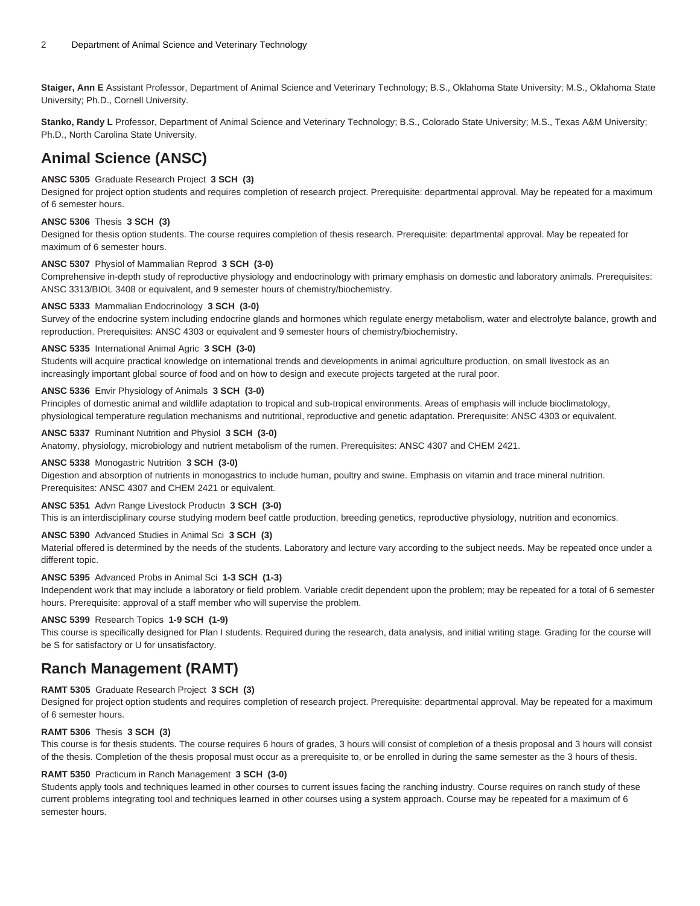**Staiger, Ann E** Assistant Professor, Department of Animal Science and Veterinary Technology; B.S., Oklahoma State University; M.S., Oklahoma State University; Ph.D., Cornell University.

**Stanko, Randy L** Professor, Department of Animal Science and Veterinary Technology; B.S., Colorado State University; M.S., Texas A&M University; Ph.D., North Carolina State University.

## Animal Science (ANSC)

**ANSC 5305** Graduate Research Project **3 SCH (3)**
Designed for project option students and requires completion of research project. Prerequisite: departmental approval. May be repeated for a maximum of 6 semester hours.

**ANSC 5306** Thesis **3 SCH (3)**
Designed for thesis option students. The course requires completion of thesis research. Prerequisite: departmental approval. May be repeated for maximum of 6 semester hours.

**ANSC 5307** Physiol of Mammalian Reprod **3 SCH (3-0)**
Comprehensive in-depth study of reproductive physiology and endocrinology with primary emphasis on domestic and laboratory animals. Prerequisites: ANSC 3313/BIOL 3408 or equivalent, and 9 semester hours of chemistry/biochemistry.

**ANSC 5333** Mammalian Endocrinology **3 SCH (3-0)**
Survey of the endocrine system including endocrine glands and hormones which regulate energy metabolism, water and electrolyte balance, growth and reproduction. Prerequisites: ANSC 4303 or equivalent and 9 semester hours of chemistry/biochemistry.

**ANSC 5335** International Animal Agric **3 SCH (3-0)**
Students will acquire practical knowledge on international trends and developments in animal agriculture production, on small livestock as an increasingly important global source of food and on how to design and execute projects targeted at the rural poor.

**ANSC 5336** Envir Physiology of Animals **3 SCH (3-0)**
Principles of domestic animal and wildlife adaptation to tropical and sub-tropical environments. Areas of emphasis will include bioclimatology, physiological temperature regulation mechanisms and nutritional, reproductive and genetic adaptation. Prerequisite: ANSC 4303 or equivalent.

**ANSC 5337** Ruminant Nutrition and Physiol **3 SCH (3-0)**
Anatomy, physiology, microbiology and nutrient metabolism of the rumen. Prerequisites: ANSC 4307 and CHEM 2421.

**ANSC 5338** Monogastric Nutrition **3 SCH (3-0)**
Digestion and absorption of nutrients in monogastrics to include human, poultry and swine. Emphasis on vitamin and trace mineral nutrition. Prerequisites: ANSC 4307 and CHEM 2421 or equivalent.

**ANSC 5351** Advn Range Livestock Productn **3 SCH (3-0)**
This is an interdisciplinary course studying modern beef cattle production, breeding genetics, reproductive physiology, nutrition and economics.

**ANSC 5390** Advanced Studies in Animal Sci **3 SCH (3)**
Material offered is determined by the needs of the students. Laboratory and lecture vary according to the subject needs. May be repeated once under a different topic.

**ANSC 5395** Advanced Probs in Animal Sci **1-3 SCH (1-3)**
Independent work that may include a laboratory or field problem. Variable credit dependent upon the problem; may be repeated for a total of 6 semester hours. Prerequisite: approval of a staff member who will supervise the problem.

**ANSC 5399** Research Topics **1-9 SCH (1-9)**
This course is specifically designed for Plan I students. Required during the research, data analysis, and initial writing stage. Grading for the course will be S for satisfactory or U for unsatisfactory.

## Ranch Management (RAMT)

**RAMT 5305** Graduate Research Project **3 SCH (3)**
Designed for project option students and requires completion of research project. Prerequisite: departmental approval. May be repeated for a maximum of 6 semester hours.

**RAMT 5306** Thesis **3 SCH (3)**
This course is for thesis students. The course requires 6 hours of grades, 3 hours will consist of completion of a thesis proposal and 3 hours will consist of the thesis. Completion of the thesis proposal must occur as a prerequisite to, or be enrolled in during the same semester as the 3 hours of thesis.

**RAMT 5350** Practicum in Ranch Management **3 SCH (3-0)**
Students apply tools and techniques learned in other courses to current issues facing the ranching industry. Course requires on ranch study of these current problems integrating tool and techniques learned in other courses using a system approach. Course may be repeated for a maximum of 6 semester hours.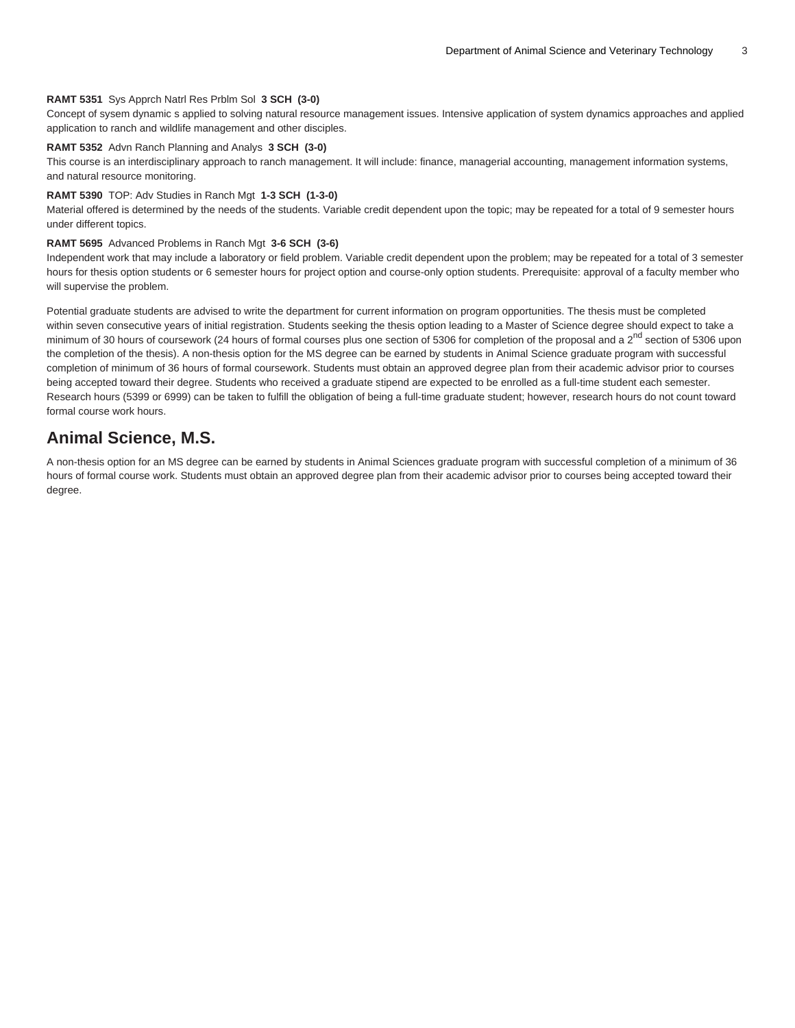**RAMT 5351** Sys Apprch Natrl Res Prblm Sol **3 SCH (3-0)**
Concept of sysem dynamic s applied to solving natural resource management issues. Intensive application of system dynamics approaches and applied application to ranch and wildlife management and other disciples.

**RAMT 5352** Advn Ranch Planning and Analys **3 SCH (3-0)**
This course is an interdisciplinary approach to ranch management. It will include: finance, managerial accounting, management information systems, and natural resource monitoring.

**RAMT 5390** TOP: Adv Studies in Ranch Mgt **1-3 SCH (1-3-0)**
Material offered is determined by the needs of the students. Variable credit dependent upon the topic; may be repeated for a total of 9 semester hours under different topics.

**RAMT 5695** Advanced Problems in Ranch Mgt **3-6 SCH (3-6)**
Independent work that may include a laboratory or field problem. Variable credit dependent upon the problem; may be repeated for a total of 3 semester hours for thesis option students or 6 semester hours for project option and course-only option students. Prerequisite: approval of a faculty member who will supervise the problem.

Potential graduate students are advised to write the department for current information on program opportunities. The thesis must be completed within seven consecutive years of initial registration. Students seeking the thesis option leading to a Master of Science degree should expect to take a minimum of 30 hours of coursework (24 hours of formal courses plus one section of 5306 for completion of the proposal and a 2$^{nd}$ section of 5306 upon the completion of the thesis). A non-thesis option for the MS degree can be earned by students in Animal Science graduate program with successful completion of minimum of 36 hours of formal coursework. Students must obtain an approved degree plan from their academic advisor prior to courses being accepted toward their degree. Students who received a graduate stipend are expected to be enrolled as a full-time student each semester. Research hours (5399 or 6999) can be taken to fulfill the obligation of being a full-time graduate student; however, research hours do not count toward formal course work hours.

## Animal Science, M.S.

A non-thesis option for an MS degree can be earned by students in Animal Sciences graduate program with successful completion of a minimum of 36 hours of formal course work. Students must obtain an approved degree plan from their academic advisor prior to courses being accepted toward their degree.